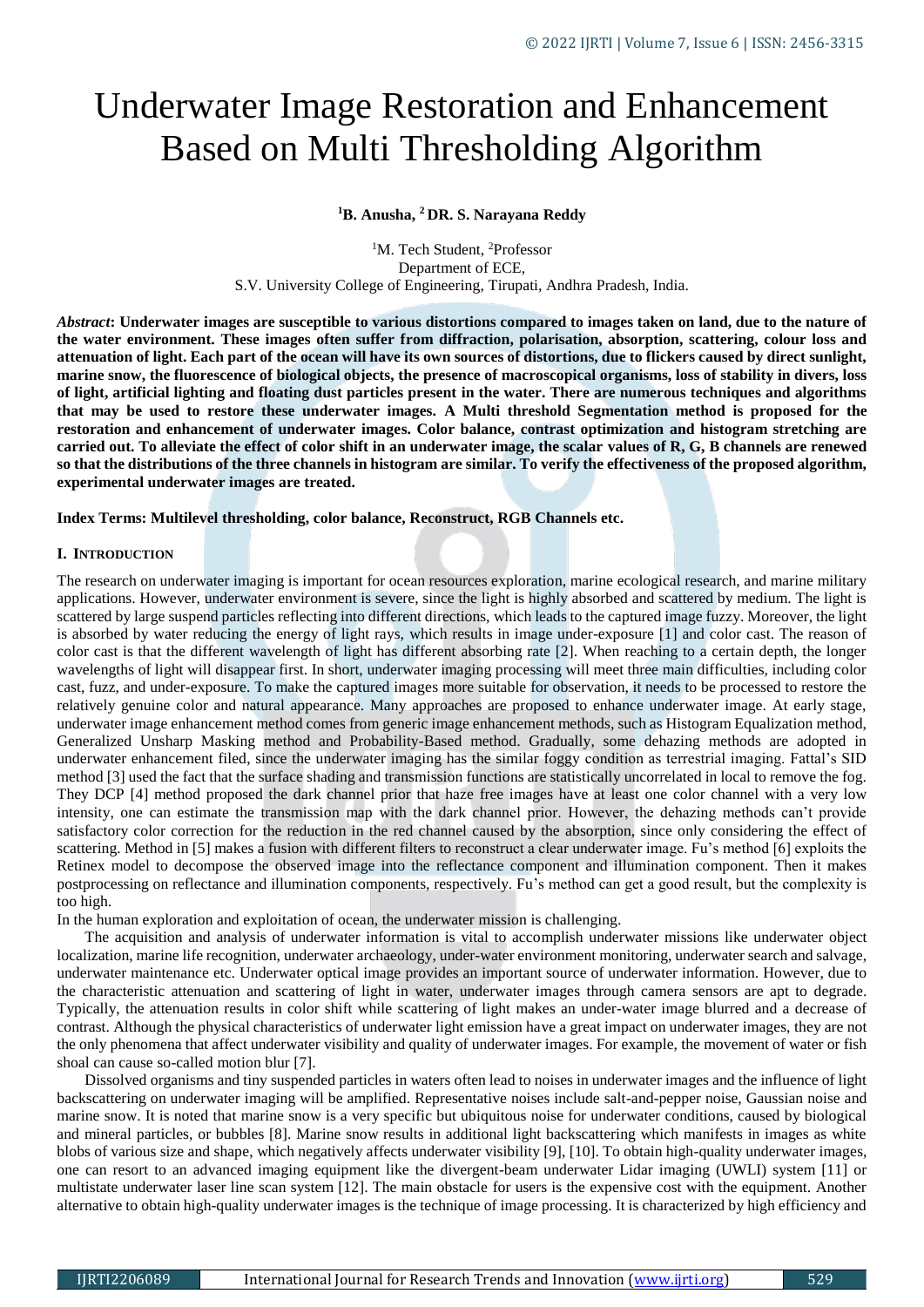# Underwater Image Restoration and Enhancement Based on Multi Thresholding Algorithm

**[1]B. Anusha, [2] DR. S. Narayana Reddy**

[1]M. Tech Student, [2]Professor
Department of ECE,
S.V. University College of Engineering, Tirupati, Andhra Pradesh, India.

***Abstract*: Underwater images are susceptible to various distortions compared to images taken on land, due to the nature of the water environment. These images often suffer from diffraction, polarisation, absorption, scattering, colour loss and attenuation of light. Each part of the ocean will have its own sources of distortions, due to flickers caused by direct sunlight, marine snow, the fluorescence of biological objects, the presence of macroscopical organisms, loss of stability in divers, loss of light, artificial lighting and floating dust particles present in the water. There are numerous techniques and algorithms that may be used to restore these underwater images. A Multi threshold Segmentation method is proposed for the restoration and enhancement of underwater images. Color balance, contrast optimization and histogram stretching are carried out. To alleviate the effect of color shift in an underwater image, the scalar values of R, G, B channels are renewed so that the distributions of the three channels in histogram are similar. To verify the effectiveness of the proposed algorithm, experimental underwater images are treated.**

**Index Terms: Multilevel thresholding, color balance, Reconstruct, RGB Channels etc.**

## I. INTRODUCTION

The research on underwater imaging is important for ocean resources exploration, marine ecological research, and marine military applications. However, underwater environment is severe, since the light is highly absorbed and scattered by medium. The light is scattered by large suspend particles reflecting into different directions, which leads to the captured image fuzzy. Moreover, the light is absorbed by water reducing the energy of light rays, which results in image under-exposure [1] and color cast. The reason of color cast is that the different wavelength of light has different absorbing rate [2]. When reaching to a certain depth, the longer wavelengths of light will disappear first. In short, underwater imaging processing will meet three main difficulties, including color cast, fuzz, and under-exposure. To make the captured images more suitable for observation, it needs to be processed to restore the relatively genuine color and natural appearance. Many approaches are proposed to enhance underwater image. At early stage, underwater image enhancement method comes from generic image enhancement methods, such as Histogram Equalization method, Generalized Unsharp Masking method and Probability-Based method. Gradually, some dehazing methods are adopted in underwater enhancement filed, since the underwater imaging has the similar foggy condition as terrestrial imaging. Fattal's SID method [3] used the fact that the surface shading and transmission functions are statistically uncorrelated in local to remove the fog. They DCP [4] method proposed the dark channel prior that haze free images have at least one color channel with a very low intensity, one can estimate the transmission map with the dark channel prior. However, the dehazing methods can't provide satisfactory color correction for the reduction in the red channel caused by the absorption, since only considering the effect of scattering. Method in [5] makes a fusion with different filters to reconstruct a clear underwater image. Fu's method [6] exploits the Retinex model to decompose the observed image into the reflectance component and illumination component. Then it makes postprocessing on reflectance and illumination components, respectively. Fu's method can get a good result, but the complexity is too high.

In the human exploration and exploitation of ocean, the underwater mission is challenging.

The acquisition and analysis of underwater information is vital to accomplish underwater missions like underwater object localization, marine life recognition, underwater archaeology, under-water environment monitoring, underwater search and salvage, underwater maintenance etc. Underwater optical image provides an important source of underwater information. However, due to the characteristic attenuation and scattering of light in water, underwater images through camera sensors are apt to degrade. Typically, the attenuation results in color shift while scattering of light makes an under-water image blurred and a decrease of contrast. Although the physical characteristics of underwater light emission have a great impact on underwater images, they are not the only phenomena that affect underwater visibility and quality of underwater images. For example, the movement of water or fish shoal can cause so-called motion blur [7].

Dissolved organisms and tiny suspended particles in waters often lead to noises in underwater images and the influence of light backscattering on underwater imaging will be amplified. Representative noises include salt-and-pepper noise, Gaussian noise and marine snow. It is noted that marine snow is a very specific but ubiquitous noise for underwater conditions, caused by biological and mineral particles, or bubbles [8]. Marine snow results in additional light backscattering which manifests in images as white blobs of various size and shape, which negatively affects underwater visibility [9], [10]. To obtain high-quality underwater images, one can resort to an advanced imaging equipment like the divergent-beam underwater Lidar imaging (UWLI) system [11] or multistate underwater laser line scan system [12]. The main obstacle for users is the expensive cost with the equipment. Another alternative to obtain high-quality underwater images is the technique of image processing. It is characterized by high efficiency and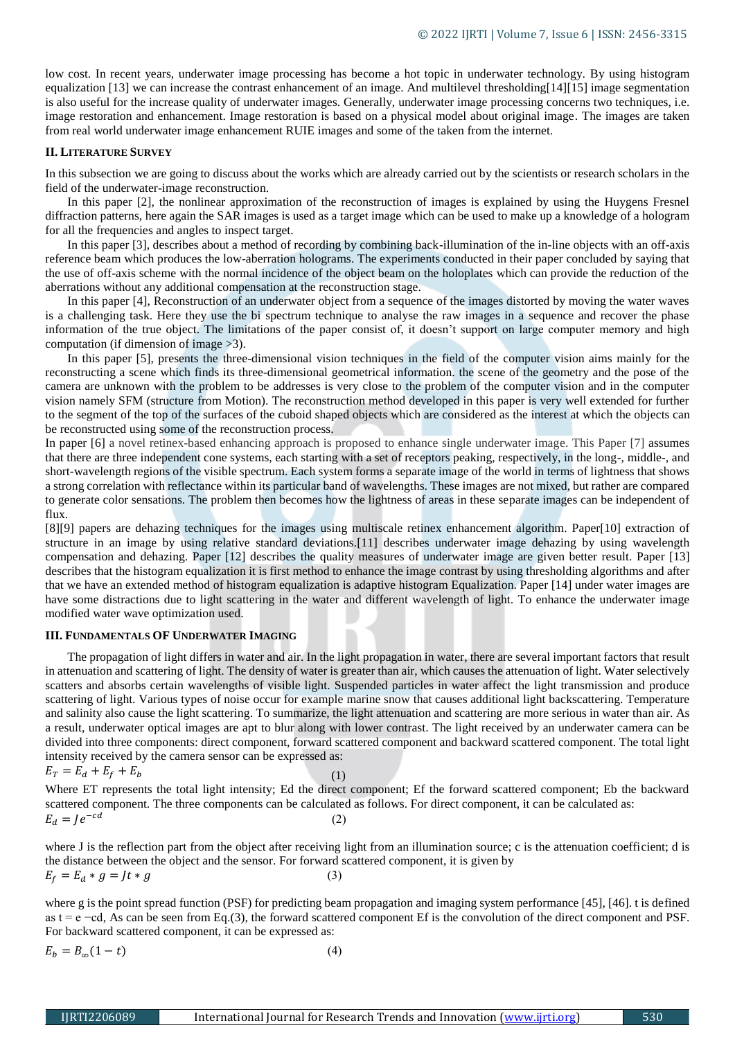low cost. In recent years, underwater image processing has become a hot topic in underwater technology. By using histogram equalization [13] we can increase the contrast enhancement of an image. And multilevel thresholding[14][15] image segmentation is also useful for the increase quality of underwater images. Generally, underwater image processing concerns two techniques, i.e. image restoration and enhancement. Image restoration is based on a physical model about original image. The images are taken from real world underwater image enhancement RUIE images and some of the taken from the internet.

## II. LITERATURE SURVEY

In this subsection we are going to discuss about the works which are already carried out by the scientists or research scholars in the field of the underwater-image reconstruction.

In this paper [2], the nonlinear approximation of the reconstruction of images is explained by using the Huygens Fresnel diffraction patterns, here again the SAR images is used as a target image which can be used to make up a knowledge of a hologram for all the frequencies and angles to inspect target.

In this paper [3], describes about a method of recording by combining back-illumination of the in-line objects with an off-axis reference beam which produces the low-aberration holograms. The experiments conducted in their paper concluded by saying that the use of off-axis scheme with the normal incidence of the object beam on the holoplates which can provide the reduction of the aberrations without any additional compensation at the reconstruction stage.

In this paper [4], Reconstruction of an underwater object from a sequence of the images distorted by moving the water waves is a challenging task. Here they use the bi spectrum technique to analyse the raw images in a sequence and recover the phase information of the true object. The limitations of the paper consist of, it doesn't support on large computer memory and high computation (if dimension of image >3).

In this paper [5], presents the three-dimensional vision techniques in the field of the computer vision aims mainly for the reconstructing a scene which finds its three-dimensional geometrical information. the scene of the geometry and the pose of the camera are unknown with the problem to be addresses is very close to the problem of the computer vision and in the computer vision namely SFM (structure from Motion). The reconstruction method developed in this paper is very well extended for further to the segment of the top of the surfaces of the cuboid shaped objects which are considered as the interest at which the objects can be reconstructed using some of the reconstruction process.

In paper [6] a novel retinex-based enhancing approach is proposed to enhance single underwater image. This Paper [7] assumes that there are three independent cone systems, each starting with a set of receptors peaking, respectively, in the long-, middle-, and short-wavelength regions of the visible spectrum. Each system forms a separate image of the world in terms of lightness that shows a strong correlation with reflectance within its particular band of wavelengths. These images are not mixed, but rather are compared to generate color sensations. The problem then becomes how the lightness of areas in these separate images can be independent of flux.

[8][9] papers are dehazing techniques for the images using multiscale retinex enhancement algorithm. Paper[10] extraction of structure in an image by using relative standard deviations.[11] describes underwater image dehazing by using wavelength compensation and dehazing. Paper [12] describes the quality measures of underwater image are given better result. Paper [13] describes that the histogram equalization it is first method to enhance the image contrast by using thresholding algorithms and after that we have an extended method of histogram equalization is adaptive histogram Equalization. Paper [14] under water images are have some distractions due to light scattering in the water and different wavelength of light. To enhance the underwater image modified water wave optimization used.

## III. FUNDAMENTALS OF UNDERWATER IMAGING

The propagation of light differs in water and air. In the light propagation in water, there are several important factors that result in attenuation and scattering of light. The density of water is greater than air, which causes the attenuation of light. Water selectively scatters and absorbs certain wavelengths of visible light. Suspended particles in water affect the light transmission and produce scattering of light. Various types of noise occur for example marine snow that causes additional light backscattering. Temperature and salinity also cause the light scattering. To summarize, the light attenuation and scattering are more serious in water than air. As a result, underwater optical images are apt to blur along with lower contrast. The light received by an underwater camera can be divided into three components: direct component, forward scattered component and backward scattered component. The total light intensity received by the camera sensor can be expressed as:

$$E_T = E_d + E_f + E_b \qquad (1)$$

Where ET represents the total light intensity; Ed the direct component; Ef the forward scattered component; Eb the backward scattered component. The three components can be calculated as follows. For direct component, it can be calculated as:

$$E_d = Je^{-cd} \qquad (2)$$

where J is the reflection part from the object after receiving light from an illumination source; c is the attenuation coefficient; d is the distance between the object and the sensor. For forward scattered component, it is given by

$$E_f = E_d * g = Jt * g \qquad (3)$$

where g is the point spread function (PSF) for predicting beam propagation and imaging system performance [45], [46]. t is defined as t = e −cd, As can be seen from Eq.(3), the forward scattered component Ef is the convolution of the direct component and PSF. For backward scattered component, it can be expressed as:

$$E_b = B_\infty(1 - t) \qquad (4)$$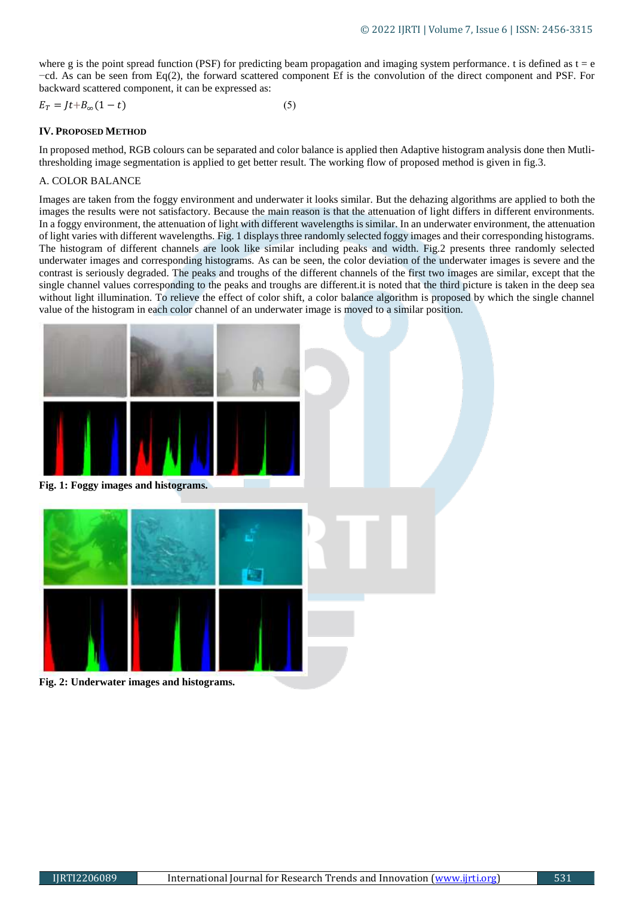where g is the point spread function (PSF) for predicting beam propagation and imaging system performance. t is defined as t = e −cd. As can be seen from Eq(2), the forward scattered component Ef is the convolution of the direct component and PSF. For backward scattered component, it can be expressed as:

$$E_T = Jt + B_\infty(1 - t) \qquad (5)$$

## IV. PROPOSED METHOD

In proposed method, RGB colours can be separated and color balance is applied then Adaptive histogram analysis done then Mutli-thresholding image segmentation is applied to get better result. The working flow of proposed method is given in fig.3.

### A. COLOR BALANCE

Images are taken from the foggy environment and underwater it looks similar. But the dehazing algorithms are applied to both the images the results were not satisfactory. Because the main reason is that the attenuation of light differs in different environments. In a foggy environment, the attenuation of light with different wavelengths is similar. In an underwater environment, the attenuation of light varies with different wavelengths. Fig. 1 displays three randomly selected foggy images and their corresponding histograms. The histogram of different channels are look like similar including peaks and width. Fig.2 presents three randomly selected underwater images and corresponding histograms. As can be seen, the color deviation of the underwater images is severe and the contrast is seriously degraded. The peaks and troughs of the different channels of the first two images are similar, except that the single channel values corresponding to the peaks and troughs are different.it is noted that the third picture is taken in the deep sea without light illumination. To relieve the effect of color shift, a color balance algorithm is proposed by which the single channel value of the histogram in each color channel of an underwater image is moved to a similar position.

**Fig. 1: Foggy images and histograms.**

**Fig. 2: Underwater images and histograms.**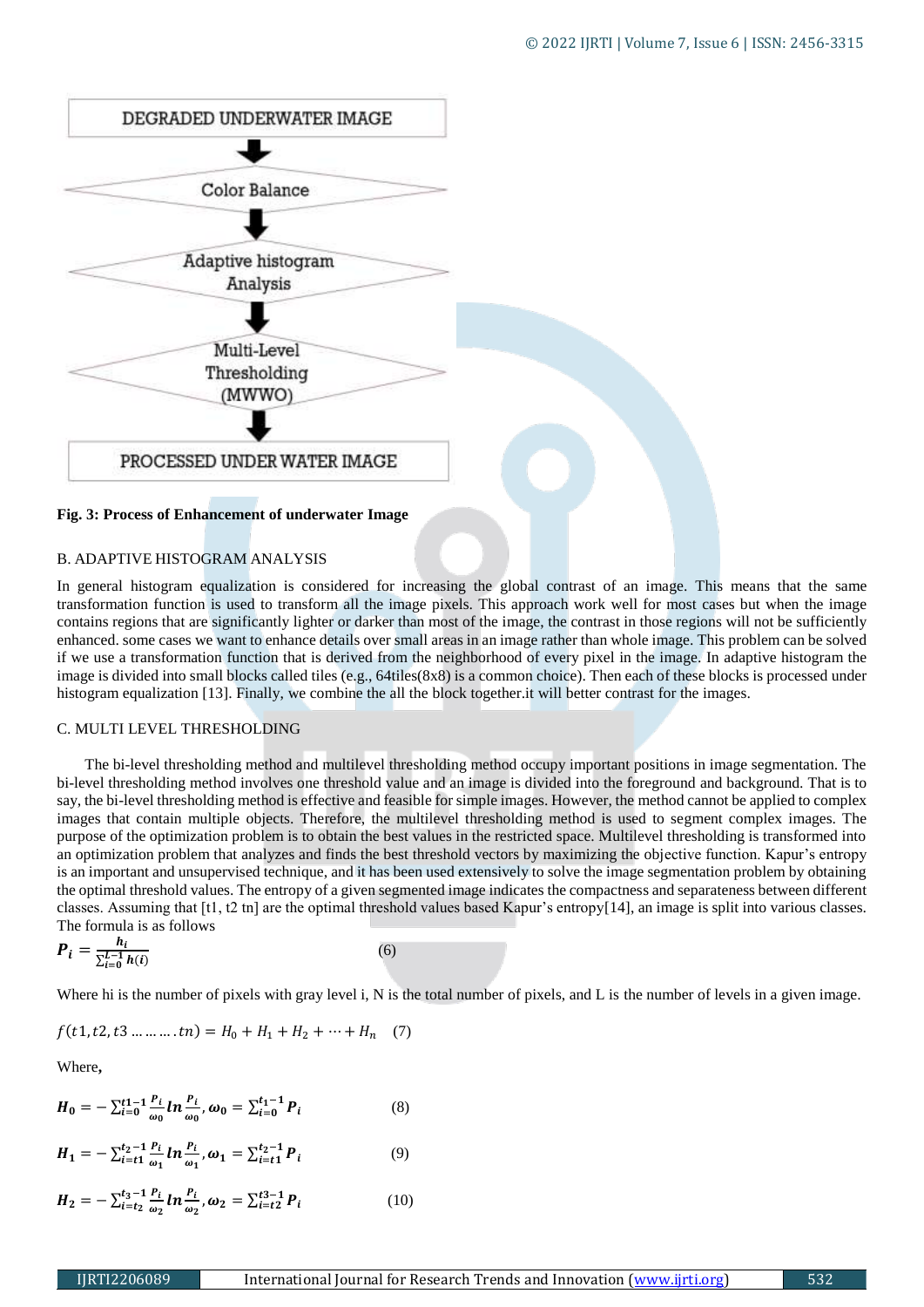DEGRADED UNDERWATER IMAGE

Color Balance

Adaptive histogram Analysis

Multi-Level Thresholding (MWWO)

PROCESSED UNDER WATER IMAGE

**Fig. 3: Process of Enhancement of underwater Image**

### B. ADAPTIVE HISTOGRAM ANALYSIS

In general histogram equalization is considered for increasing the global contrast of an image. This means that the same transformation function is used to transform all the image pixels. This approach work well for most cases but when the image contains regions that are significantly lighter or darker than most of the image, the contrast in those regions will not be sufficiently enhanced. some cases we want to enhance details over small areas in an image rather than whole image. This problem can be solved if we use a transformation function that is derived from the neighborhood of every pixel in the image. In adaptive histogram the image is divided into small blocks called tiles (e.g., 64tiles(8x8) is a common choice). Then each of these blocks is processed under histogram equalization [13]. Finally, we combine the all the block together.it will better contrast for the images.

### C. MULTI LEVEL THRESHOLDING

The bi-level thresholding method and multilevel thresholding method occupy important positions in image segmentation. The bi-level thresholding method involves one threshold value and an image is divided into the foreground and background. That is to say, the bi-level thresholding method is effective and feasible for simple images. However, the method cannot be applied to complex images that contain multiple objects. Therefore, the multilevel thresholding method is used to segment complex images. The purpose of the optimization problem is to obtain the best values in the restricted space. Multilevel thresholding is transformed into an optimization problem that analyzes and finds the best threshold vectors by maximizing the objective function. Kapur's entropy is an important and unsupervised technique, and it has been used extensively to solve the image segmentation problem by obtaining the optimal threshold values. The entropy of a given segmented image indicates the compactness and separateness between different classes. Assuming that [t1, t2 tn] are the optimal threshold values based Kapur's entropy[14], an image is split into various classes. The formula is as follows

$$P_i = \frac{h_i}{\sum_{i=0}^{L-1} h(i)} \quad (6)$$

Where hi is the number of pixels with gray level i, N is the total number of pixels, and L is the number of levels in a given image.

$$f(t1, t2, t3 \ldots\ldots\ldots.tn) = H_0 + H_1 + H_2 + \cdots + H_n \quad (7)$$

Where,

$$H_0 = -\sum_{i=0}^{t1-1} \frac{P_i}{\omega_0} ln \frac{P_i}{\omega_0}, \omega_0 = \sum_{i=0}^{t_1-1} P_i \quad (8)$$

$$H_1 = -\sum_{i=t1}^{t_2-1} \frac{P_i}{\omega_1} ln \frac{P_i}{\omega_1}, \omega_1 = \sum_{i=t1}^{t_2-1} P_i \quad (9)$$

$$H_2 = -\sum_{i=t_2}^{t_3-1} \frac{P_i}{\omega_2} ln \frac{P_i}{\omega_2}, \omega_2 = \sum_{i=t2}^{t3-1} P_i \quad (10)$$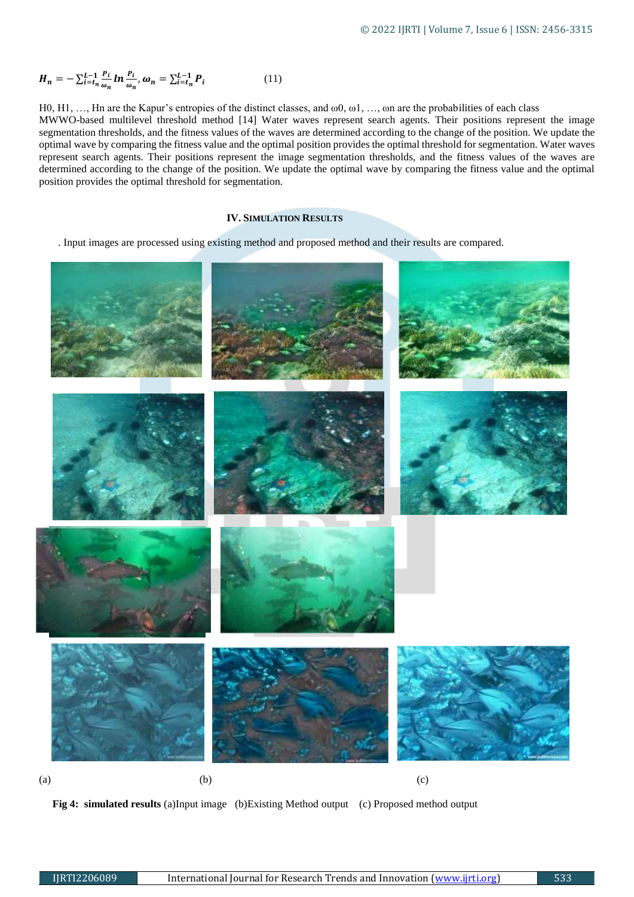$$H_n = -\sum_{i=t_n}^{L-1} \frac{P_i}{\omega_n} \ln \frac{P_i}{\omega_n}, \omega_n = \sum_{i=t_n}^{L-1} P_i \qquad (11)$$

H0, H1, …, Hn are the Kapur's entropies of the distinct classes, and ω0, ω1, …, ωn are the probabilities of each class MWWO-based multilevel threshold method [14] Water waves represent search agents. Their positions represent the image segmentation thresholds, and the fitness values of the waves are determined according to the change of the position. We update the optimal wave by comparing the fitness value and the optimal position provides the optimal threshold for segmentation. Water waves represent search agents. Their positions represent the image segmentation thresholds, and the fitness values of the waves are determined according to the change of the position. We update the optimal wave by comparing the fitness value and the optimal position provides the optimal threshold for segmentation.

## IV. Simulation Results

. Input images are processed using existing method and proposed method and their results are compared.

(a) (b) (c)

**Fig 4: simulated results** (a)Input image (b)Existing Method output (c) Proposed method output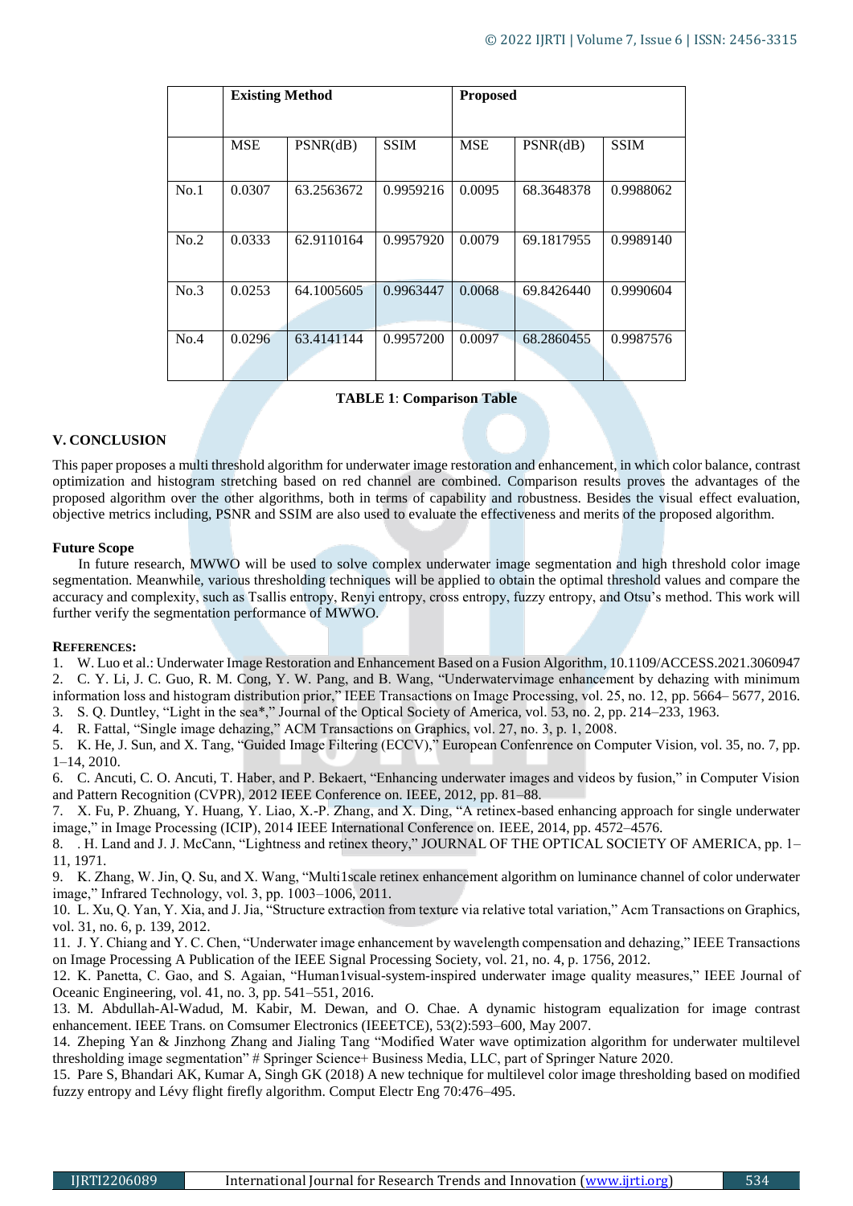| | Existing Method | | | Proposed | | |
|---|---|---|---|---|---|---|
| | MSE | PSNR(dB) | SSIM | MSE | PSNR(dB) | SSIM |
| No.1 | 0.0307 | 63.2563672 | 0.9959216 | 0.0095 | 68.3648378 | 0.9988062 |
| No.2 | 0.0333 | 62.9110164 | 0.9957920 | 0.0079 | 69.1817955 | 0.9989140 |
| No.3 | 0.0253 | 64.1005605 | 0.9963447 | 0.0068 | 69.8426440 | 0.9990604 |
| No.4 | 0.0296 | 63.4141144 | 0.9957200 | 0.0097 | 68.2860455 | 0.9987576 |

**TABLE 1**: **Comparison Table**

## V. CONCLUSION

This paper proposes a multi threshold algorithm for underwater image restoration and enhancement, in which color balance, contrast optimization and histogram stretching based on red channel are combined. Comparison results proves the advantages of the proposed algorithm over the other algorithms, both in terms of capability and robustness. Besides the visual effect evaluation, objective metrics including, PSNR and SSIM are also used to evaluate the effectiveness and merits of the proposed algorithm.

### Future Scope

In future research, MWWO will be used to solve complex underwater image segmentation and high threshold color image segmentation. Meanwhile, various thresholding techniques will be applied to obtain the optimal threshold values and compare the accuracy and complexity, such as Tsallis entropy, Renyi entropy, cross entropy, fuzzy entropy, and Otsu's method. This work will further verify the segmentation performance of MWWO.

## REFERENCES:

1. W. Luo et al.: Underwater Image Restoration and Enhancement Based on a Fusion Algorithm, 10.1109/ACCESS.2021.3060947
2. C. Y. Li, J. C. Guo, R. M. Cong, Y. W. Pang, and B. Wang, "Underwatervimage enhancement by dehazing with minimum information loss and histogram distribution prior," IEEE Transactions on Image Processing, vol. 25, no. 12, pp. 5664– 5677, 2016.
3. S. Q. Duntley, "Light in the sea*," Journal of the Optical Society of America, vol. 53, no. 2, pp. 214–233, 1963.
4. R. Fattal, "Single image dehazing," ACM Transactions on Graphics, vol. 27, no. 3, p. 1, 2008.
5. K. He, J. Sun, and X. Tang, "Guided Image Filtering (ECCV)," European Confenrence on Computer Vision, vol. 35, no. 7, pp. 1–14, 2010.
6. C. Ancuti, C. O. Ancuti, T. Haber, and P. Bekaert, "Enhancing underwater images and videos by fusion," in Computer Vision and Pattern Recognition (CVPR), 2012 IEEE Conference on. IEEE, 2012, pp. 81–88.
7. X. Fu, P. Zhuang, Y. Huang, Y. Liao, X.-P. Zhang, and X. Ding, "A retinex-based enhancing approach for single underwater image," in Image Processing (ICIP), 2014 IEEE International Conference on. IEEE, 2014, pp. 4572–4576.
8. . H. Land and J. J. McCann, "Lightness and retinex theory," JOURNAL OF THE OPTICAL SOCIETY OF AMERICA, pp. 1–11, 1971.
9. K. Zhang, W. Jin, Q. Su, and X. Wang, "Multi1scale retinex enhancement algorithm on luminance channel of color underwater image," Infrared Technology, vol. 3, pp. 1003–1006, 2011.
10. L. Xu, Q. Yan, Y. Xia, and J. Jia, "Structure extraction from texture via relative total variation," Acm Transactions on Graphics, vol. 31, no. 6, p. 139, 2012.
11. J. Y. Chiang and Y. C. Chen, "Underwater image enhancement by wavelength compensation and dehazing," IEEE Transactions on Image Processing A Publication of the IEEE Signal Processing Society, vol. 21, no. 4, p. 1756, 2012.
12. K. Panetta, C. Gao, and S. Agaian, "Human1visual-system-inspired underwater image quality measures," IEEE Journal of Oceanic Engineering, vol. 41, no. 3, pp. 541–551, 2016.
13. M. Abdullah-Al-Wadud, M. Kabir, M. Dewan, and O. Chae. A dynamic histogram equalization for image contrast enhancement. IEEE Trans. on Comsumer Electronics (IEEETCE), 53(2):593–600, May 2007.
14. Zheping Yan & Jinzhong Zhang and Jialing Tang "Modified Water wave optimization algorithm for underwater multilevel thresholding image segmentation" # Springer Science+ Business Media, LLC, part of Springer Nature 2020.
15. Pare S, Bhandari AK, Kumar A, Singh GK (2018) A new technique for multilevel color image thresholding based on modified fuzzy entropy and Lévy flight firefly algorithm. Comput Electr Eng 70:476–495.